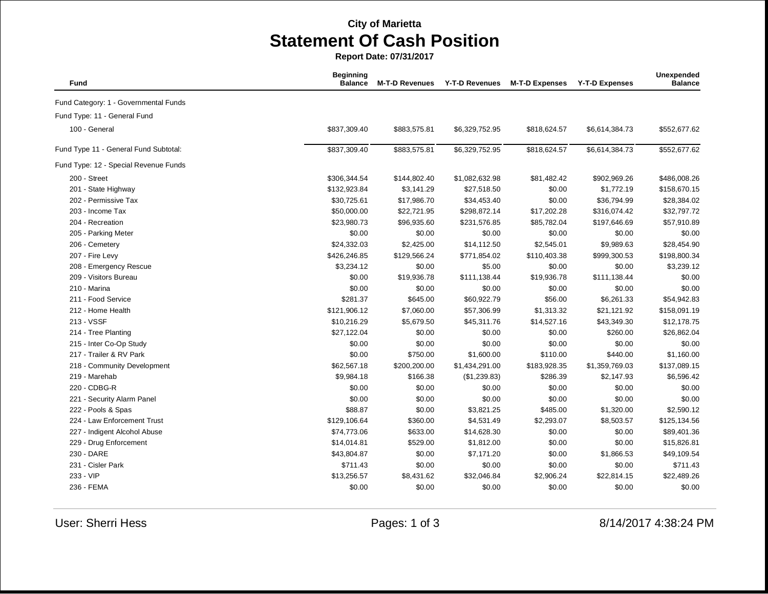**City of Marietta**

# Statement Of Cash Position

**Report Date: 07/31/2017**

| Fund | Beginning Balance | M-T-D Revenues | Y-T-D Revenues | M-T-D Expenses | Y-T-D Expenses | Unexpended Balance |
|---|---|---|---|---|---|---|
| Fund Category: 1 - Governmental Funds | | | | | | |
| Fund Type: 11 - General Fund | | | | | | |
| 100 - General | $837,309.40 | $883,575.81 | $6,329,752.95 | $818,624.57 | $6,614,384.73 | $552,677.62 |
| Fund Type 11 - General Fund Subtotal: | $837,309.40 | $883,575.81 | $6,329,752.95 | $818,624.57 | $6,614,384.73 | $552,677.62 |
| Fund Type: 12 - Special Revenue Funds | | | | | | |
| 200 - Street | $306,344.54 | $144,802.40 | $1,082,632.98 | $81,482.42 | $902,969.26 | $486,008.26 |
| 201 - State Highway | $132,923.84 | $3,141.29 | $27,518.50 | $0.00 | $1,772.19 | $158,670.15 |
| 202 - Permissive Tax | $30,725.61 | $17,986.70 | $34,453.40 | $0.00 | $36,794.99 | $28,384.02 |
| 203 - Income Tax | $50,000.00 | $22,721.95 | $298,872.14 | $17,202.28 | $316,074.42 | $32,797.72 |
| 204 - Recreation | $23,980.73 | $96,935.60 | $231,576.85 | $85,782.04 | $197,646.69 | $57,910.89 |
| 205 - Parking Meter | $0.00 | $0.00 | $0.00 | $0.00 | $0.00 | $0.00 |
| 206 - Cemetery | $24,332.03 | $2,425.00 | $14,112.50 | $2,545.01 | $9,989.63 | $28,454.90 |
| 207 - Fire Levy | $426,246.85 | $129,566.24 | $771,854.02 | $110,403.38 | $999,300.53 | $198,800.34 |
| 208 - Emergency Rescue | $3,234.12 | $0.00 | $5.00 | $0.00 | $0.00 | $3,239.12 |
| 209 - Visitors Bureau | $0.00 | $19,936.78 | $111,138.44 | $19,936.78 | $111,138.44 | $0.00 |
| 210 - Marina | $0.00 | $0.00 | $0.00 | $0.00 | $0.00 | $0.00 |
| 211 - Food Service | $281.37 | $645.00 | $60,922.79 | $56.00 | $6,261.33 | $54,942.83 |
| 212 - Home Health | $121,906.12 | $7,060.00 | $57,306.99 | $1,313.32 | $21,121.92 | $158,091.19 |
| 213 - VSSF | $10,216.29 | $5,679.50 | $45,311.76 | $14,527.16 | $43,349.30 | $12,178.75 |
| 214 - Tree Planting | $27,122.04 | $0.00 | $0.00 | $0.00 | $260.00 | $26,862.04 |
| 215 - Inter Co-Op Study | $0.00 | $0.00 | $0.00 | $0.00 | $0.00 | $0.00 |
| 217 - Trailer & RV Park | $0.00 | $750.00 | $1,600.00 | $110.00 | $440.00 | $1,160.00 |
| 218 - Community Development | $62,567.18 | $200,200.00 | $1,434,291.00 | $183,928.35 | $1,359,769.03 | $137,089.15 |
| 219 - Marehab | $9,984.18 | $166.38 | ($1,239.83) | $286.39 | $2,147.93 | $6,596.42 |
| 220 - CDBG-R | $0.00 | $0.00 | $0.00 | $0.00 | $0.00 | $0.00 |
| 221 - Security Alarm Panel | $0.00 | $0.00 | $0.00 | $0.00 | $0.00 | $0.00 |
| 222 - Pools & Spas | $88.87 | $0.00 | $3,821.25 | $485.00 | $1,320.00 | $2,590.12 |
| 224 - Law Enforcement Trust | $129,106.64 | $360.00 | $4,531.49 | $2,293.07 | $8,503.57 | $125,134.56 |
| 227 - Indigent Alcohol Abuse | $74,773.06 | $633.00 | $14,628.30 | $0.00 | $0.00 | $89,401.36 |
| 229 - Drug Enforcement | $14,014.81 | $529.00 | $1,812.00 | $0.00 | $0.00 | $15,826.81 |
| 230 - DARE | $43,804.87 | $0.00 | $7,171.20 | $0.00 | $1,866.53 | $49,109.54 |
| 231 - Cisler Park | $711.43 | $0.00 | $0.00 | $0.00 | $0.00 | $711.43 |
| 233 - VIP | $13,256.57 | $8,431.62 | $32,046.84 | $2,906.24 | $22,814.15 | $22,489.26 |
| 236 - FEMA | $0.00 | $0.00 | $0.00 | $0.00 | $0.00 | $0.00 |

User: Sherri Hess

8/14/2017 4:38:24 PM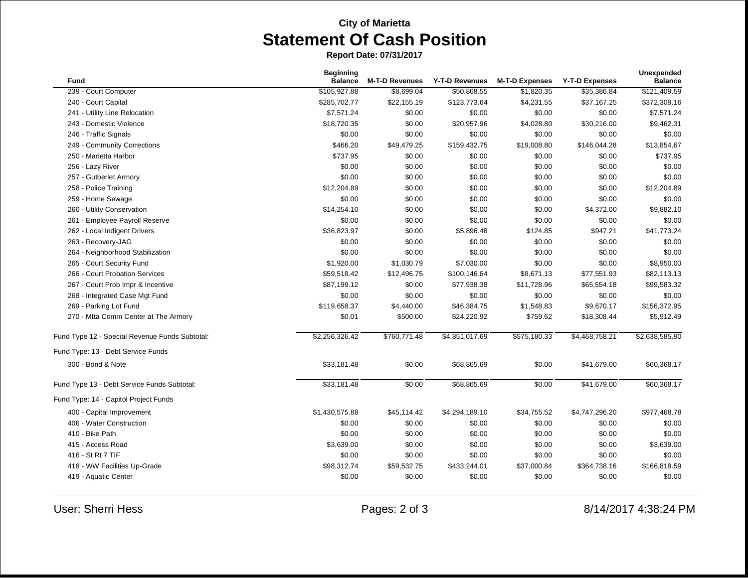**City of Marietta**

# Statement Of Cash Position

**Report Date: 07/31/2017**

| Fund | Beginning Balance | M-T-D Revenues | Y-T-D Revenues | M-T-D Expenses | Y-T-D Expenses | Unexpended Balance |
|---|---|---|---|---|---|---|
| 239 - Court Computer | $105,927.88 | $8,699.04 | $50,868.55 | $1,820.35 | $35,386.84 | $121,409.59 |
| 240 - Court Capital | $285,702.77 | $22,155.19 | $123,773.64 | $4,231.55 | $37,167.25 | $372,309.16 |
| 241 - Utility Line Relocation | $7,571.24 | $0.00 | $0.00 | $0.00 | $0.00 | $7,571.24 |
| 243 - Domestic Violence | $18,720.35 | $0.00 | $20,957.96 | $4,028.80 | $30,216.00 | $9,462.31 |
| 246 - Traffic Signals | $0.00 | $0.00 | $0.00 | $0.00 | $0.00 | $0.00 |
| 249 - Community Corrections | $466.20 | $49,479.25 | $159,432.75 | $19,008.80 | $146,044.28 | $13,854.67 |
| 250 - Marietta Harbor | $737.95 | $0.00 | $0.00 | $0.00 | $0.00 | $737.95 |
| 256 - Lazy River | $0.00 | $0.00 | $0.00 | $0.00 | $0.00 | $0.00 |
| 257 - Gutberlet Armory | $0.00 | $0.00 | $0.00 | $0.00 | $0.00 | $0.00 |
| 258 - Police Training | $12,204.89 | $0.00 | $0.00 | $0.00 | $0.00 | $12,204.89 |
| 259 - Home Sewage | $0.00 | $0.00 | $0.00 | $0.00 | $0.00 | $0.00 |
| 260 - Utility Conservation | $14,254.10 | $0.00 | $0.00 | $0.00 | $4,372.00 | $9,882.10 |
| 261 - Employee Payroll Reserve | $0.00 | $0.00 | $0.00 | $0.00 | $0.00 | $0.00 |
| 262 - Local Indigent Drivers | $36,823.97 | $0.00 | $5,896.48 | $124.85 | $947.21 | $41,773.24 |
| 263 - Recovery-JAG | $0.00 | $0.00 | $0.00 | $0.00 | $0.00 | $0.00 |
| 264 - Neighborhood Stabilization | $0.00 | $0.00 | $0.00 | $0.00 | $0.00 | $0.00 |
| 265 - Court Security Fund | $1,920.00 | $1,030.79 | $7,030.00 | $0.00 | $0.00 | $8,950.00 |
| 266 - Court Probation Services | $59,518.42 | $12,496.75 | $100,146.64 | $8,671.13 | $77,551.93 | $82,113.13 |
| 267 - Court Prob Impr & Incentive | $87,199.12 | $0.00 | $77,938.38 | $11,728.96 | $65,554.18 | $99,583.32 |
| 268 - Integrated Case Mgt Fund | $0.00 | $0.00 | $0.00 | $0.00 | $0.00 | $0.00 |
| 269 - Parking Lot Fund | $119,658.37 | $4,440.00 | $46,384.75 | $1,548.83 | $9,670.17 | $156,372.95 |
| 270 - Mtta Comm Center at The Armory | $0.01 | $500.00 | $24,220.92 | $759.62 | $18,308.44 | $5,912.49 |
| Fund Type 12 - Special Revenue Funds Subtotal: | $2,256,326.42 | $760,771.48 | $4,851,017.69 | $575,180.33 | $4,468,758.21 | $2,638,585.90 |
| Fund Type: 13 - Debt Service Funds | | | | | | |
| 300 - Bond & Note | $33,181.48 | $0.00 | $68,865.69 | $0.00 | $41,679.00 | $60,368.17 |
| Fund Type 13 - Debt Service Funds Subtotal: | $33,181.48 | $0.00 | $68,865.69 | $0.00 | $41,679.00 | $60,368.17 |
| Fund Type: 14 - Capitol Project Funds | | | | | | |
| 400 - Capital Improvement | $1,430,575.88 | $45,114.42 | $4,294,189.10 | $34,755.52 | $4,747,296.20 | $977,468.78 |
| 406 - Water Construction | $0.00 | $0.00 | $0.00 | $0.00 | $0.00 | $0.00 |
| 410 - Bike Path | $0.00 | $0.00 | $0.00 | $0.00 | $0.00 | $0.00 |
| 415 - Access Road | $3,639.00 | $0.00 | $0.00 | $0.00 | $0.00 | $3,639.00 |
| 416 - St Rt 7 TIF | $0.00 | $0.00 | $0.00 | $0.00 | $0.00 | $0.00 |
| 418 - WW Facilities Up-Grade | $98,312.74 | $59,532.75 | $433,244.01 | $37,000.84 | $364,738.16 | $166,818.59 |
| 419 - Aquatic Center | $0.00 | $0.00 | $0.00 | $0.00 | $0.00 | $0.00 |

User: Sherri Hess

8/14/2017 4:38:24 PM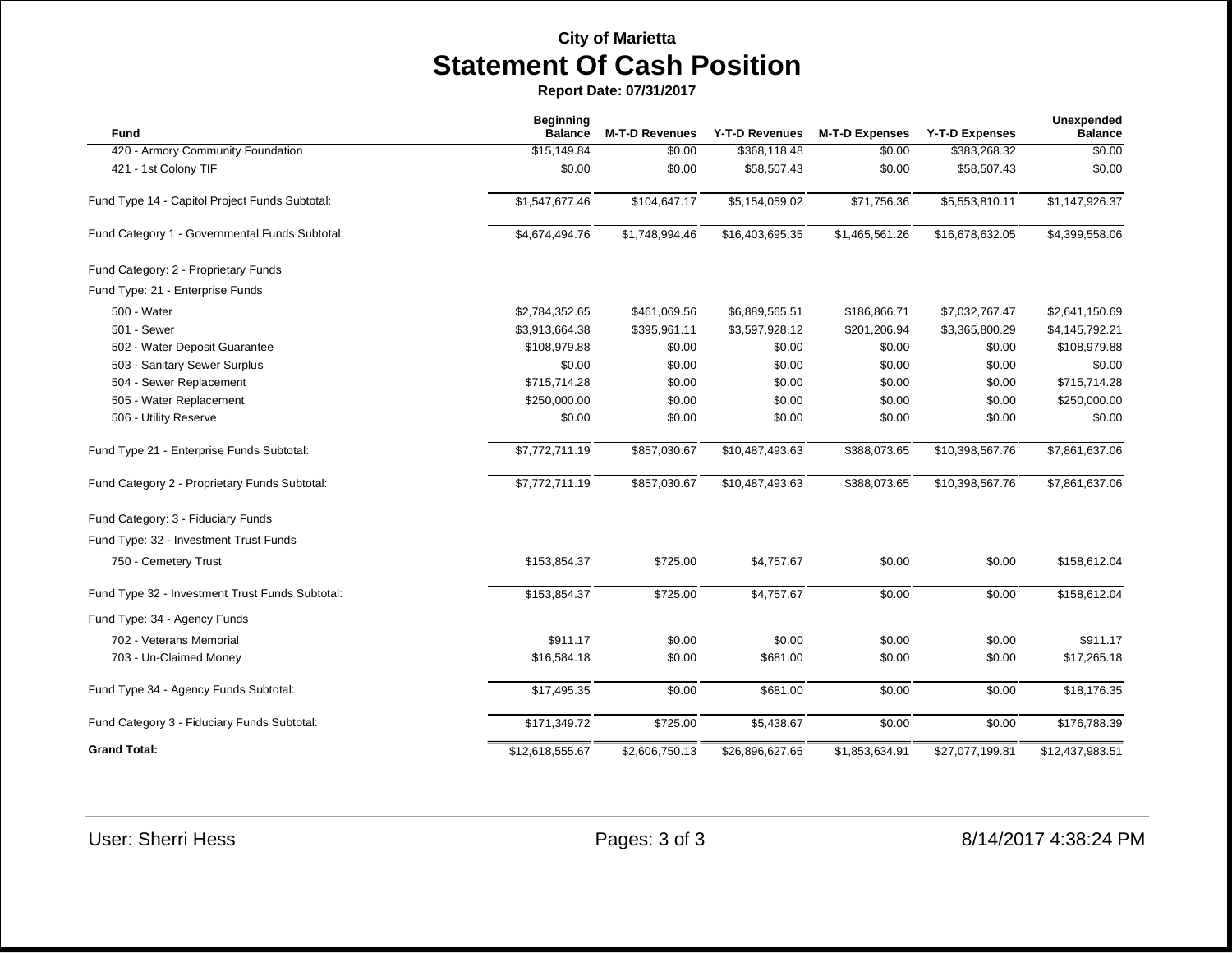**City of Marietta**

# Statement Of Cash Position

**Report Date: 07/31/2017**

| Fund | Beginning Balance | M-T-D Revenues | Y-T-D Revenues | M-T-D Expenses | Y-T-D Expenses | Unexpended Balance |
|---|---|---|---|---|---|---|
| 420 - Armory Community Foundation | $15,149.84 | $0.00 | $368,118.48 | $0.00 | $383,268.32 | $0.00 |
| 421 - 1st Colony TIF | $0.00 | $0.00 | $58,507.43 | $0.00 | $58,507.43 | $0.00 |
| Fund Type 14 - Capitol Project Funds Subtotal: | $1,547,677.46 | $104,647.17 | $5,154,059.02 | $71,756.36 | $5,553,810.11 | $1,147,926.37 |
| Fund Category 1 - Governmental Funds Subtotal: | $4,674,494.76 | $1,748,994.46 | $16,403,695.35 | $1,465,561.26 | $16,678,632.05 | $4,399,558.06 |
| Fund Category: 2 - Proprietary Funds | | | | | | |
| Fund Type: 21 - Enterprise Funds | | | | | | |
| 500 - Water | $2,784,352.65 | $461,069.56 | $6,889,565.51 | $186,866.71 | $7,032,767.47 | $2,641,150.69 |
| 501 - Sewer | $3,913,664.38 | $395,961.11 | $3,597,928.12 | $201,206.94 | $3,365,800.29 | $4,145,792.21 |
| 502 - Water Deposit Guarantee | $108,979.88 | $0.00 | $0.00 | $0.00 | $0.00 | $108,979.88 |
| 503 - Sanitary Sewer Surplus | $0.00 | $0.00 | $0.00 | $0.00 | $0.00 | $0.00 |
| 504 - Sewer Replacement | $715,714.28 | $0.00 | $0.00 | $0.00 | $0.00 | $715,714.28 |
| 505 - Water Replacement | $250,000.00 | $0.00 | $0.00 | $0.00 | $0.00 | $250,000.00 |
| 506 - Utility Reserve | $0.00 | $0.00 | $0.00 | $0.00 | $0.00 | $0.00 |
| Fund Type 21 - Enterprise Funds Subtotal: | $7,772,711.19 | $857,030.67 | $10,487,493.63 | $388,073.65 | $10,398,567.76 | $7,861,637.06 |
| Fund Category 2 - Proprietary Funds Subtotal: | $7,772,711.19 | $857,030.67 | $10,487,493.63 | $388,073.65 | $10,398,567.76 | $7,861,637.06 |
| Fund Category: 3 - Fiduciary Funds | | | | | | |
| Fund Type: 32 - Investment Trust Funds | | | | | | |
| 750 - Cemetery Trust | $153,854.37 | $725.00 | $4,757.67 | $0.00 | $0.00 | $158,612.04 |
| Fund Type 32 - Investment Trust Funds Subtotal: | $153,854.37 | $725.00 | $4,757.67 | $0.00 | $0.00 | $158,612.04 |
| Fund Type: 34 - Agency Funds | | | | | | |
| 702 - Veterans Memorial | $911.17 | $0.00 | $0.00 | $0.00 | $0.00 | $911.17 |
| 703 - Un-Claimed Money | $16,584.18 | $0.00 | $681.00 | $0.00 | $0.00 | $17,265.18 |
| Fund Type 34 - Agency Funds Subtotal: | $17,495.35 | $0.00 | $681.00 | $0.00 | $0.00 | $18,176.35 |
| Fund Category 3 - Fiduciary Funds Subtotal: | $171,349.72 | $725.00 | $5,438.67 | $0.00 | $0.00 | $176,788.39 |
| **Grand Total:** | $12,618,555.67 | $2,606,750.13 | $26,896,627.65 | $1,853,634.91 | $27,077,199.81 | $12,437,983.51 |

User: Sherri Hess

8/14/2017 4:38:24 PM